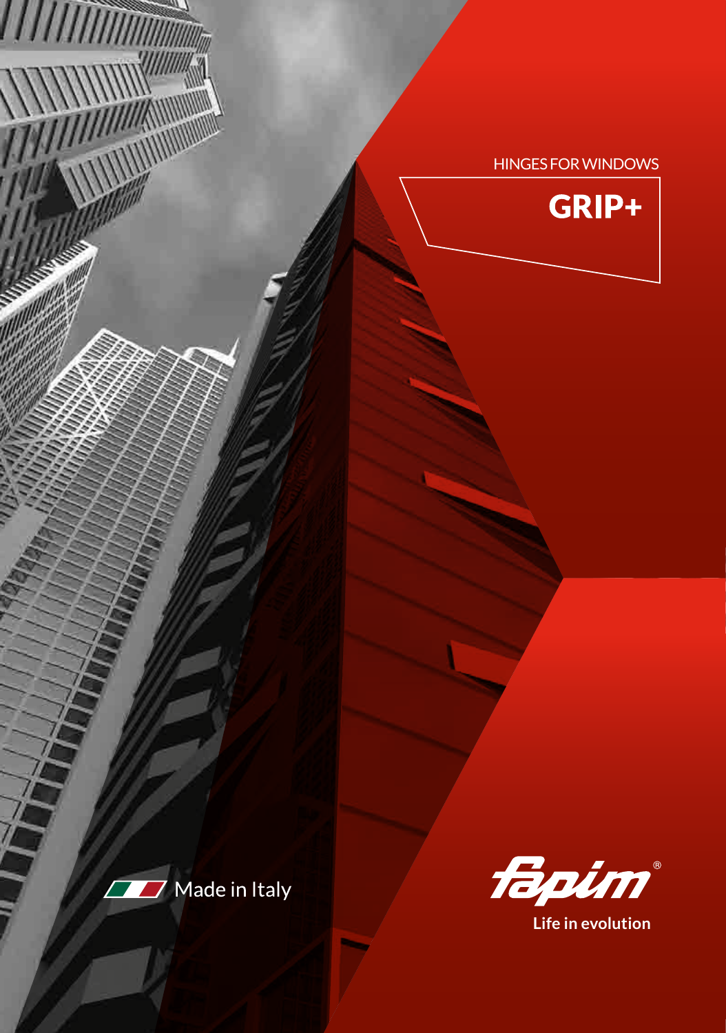HINGES FOR WINDOWS

# GRIP+

Made in Italy

fapim®

Life in evolution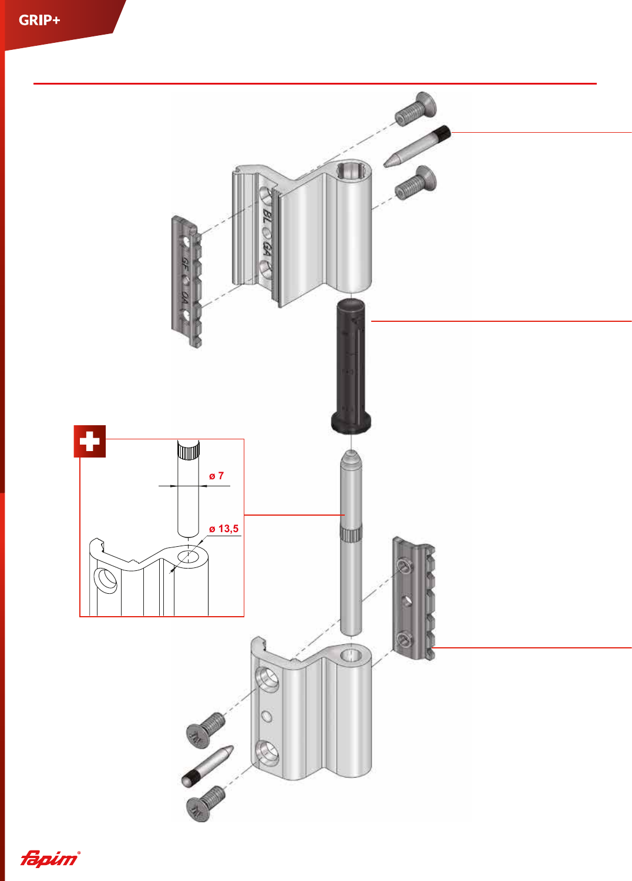GRIP+

ø 7

ø 13,5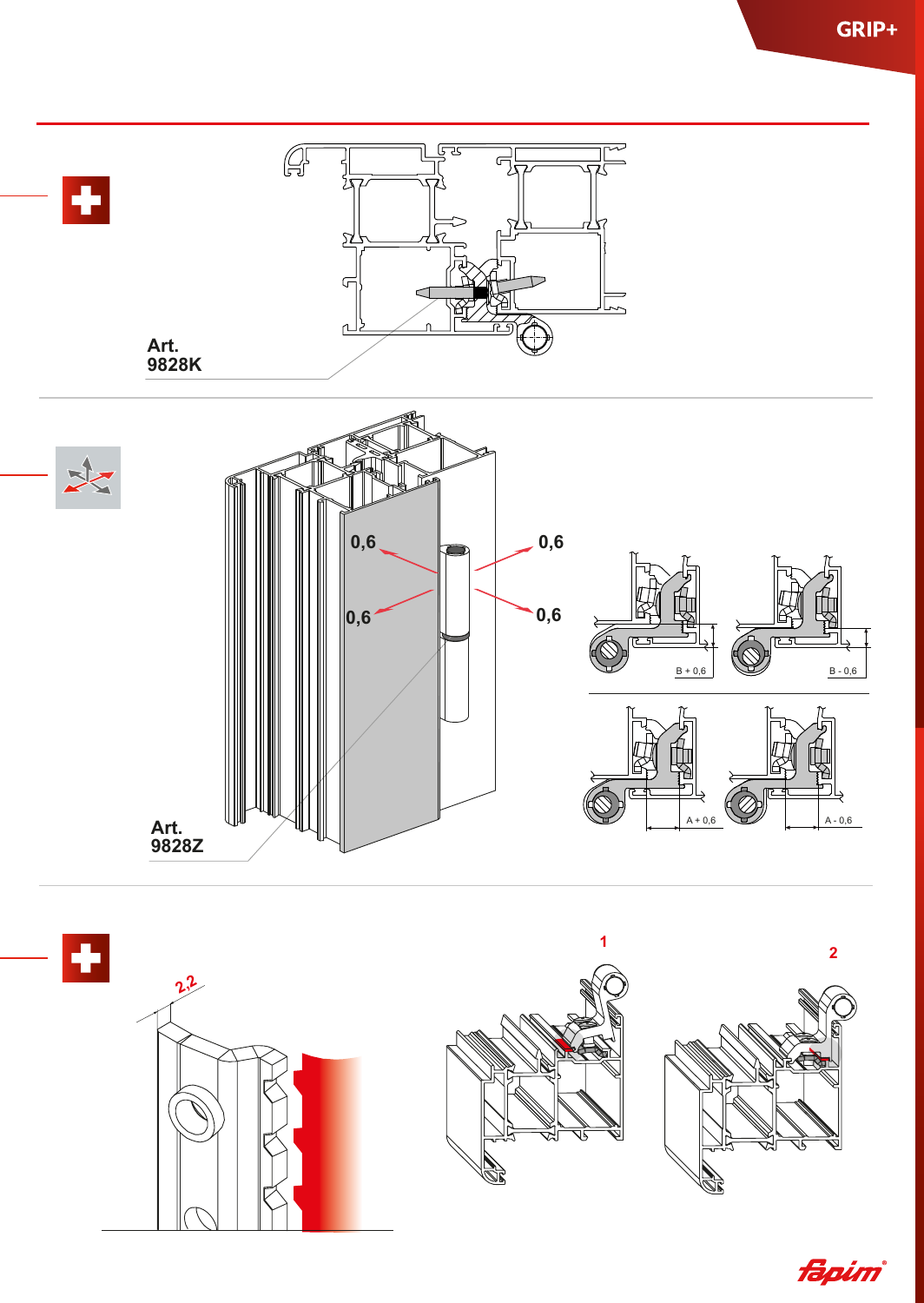Art.
9828K

Art.
9828Z

0,6

0,6

0,6

0,6

B + 0,6

B - 0,6

A + 0,6

A - 0,6

2,2

1

2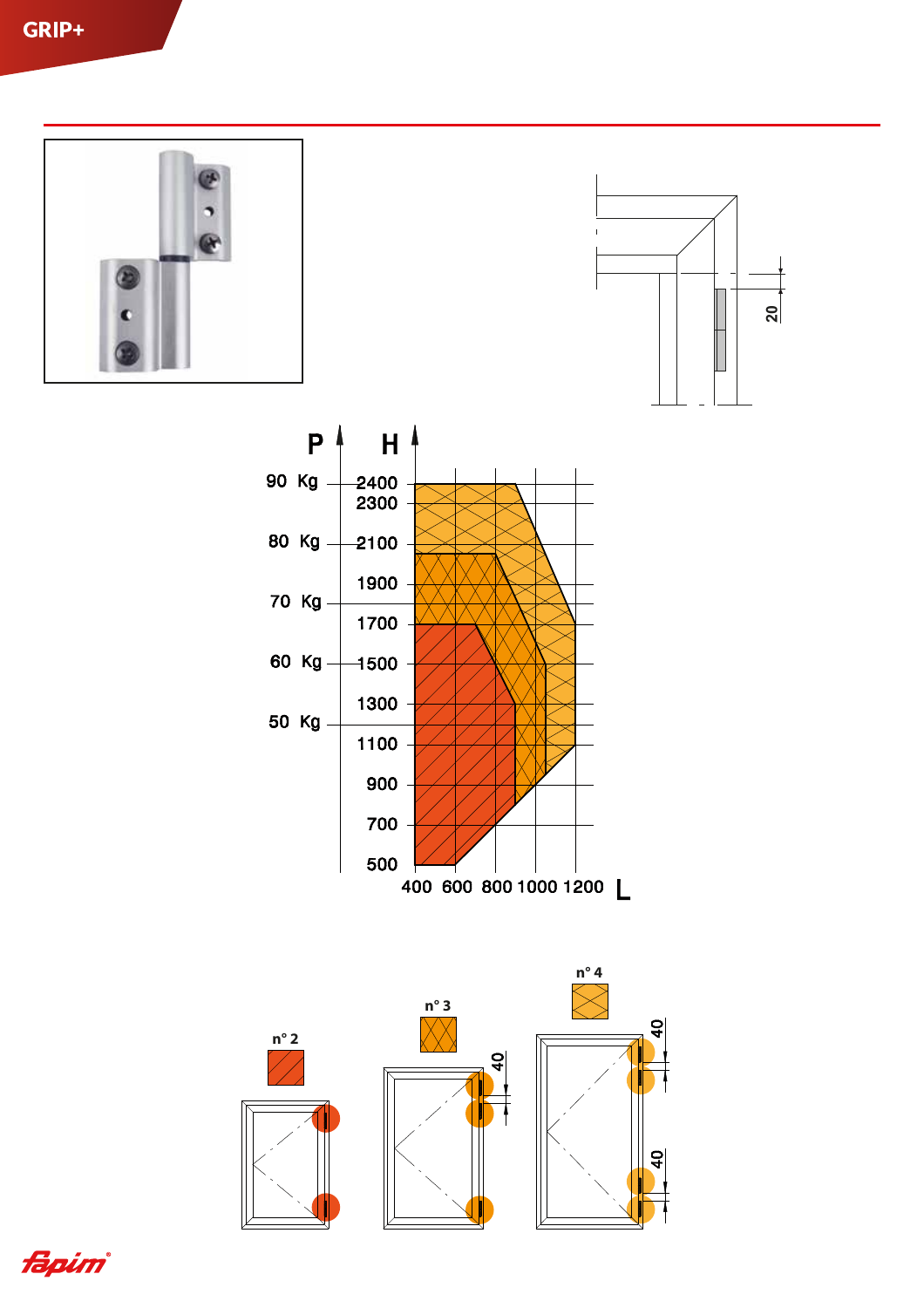# GRIP+

20

P H

90 Kg — 2400
2300
80 Kg — 2100
1900
70 Kg
1700
60 Kg — 1500
1300
50 Kg
1100
900
700
500

400 600 800 1000 1200 L

n° 2

n° 3

n° 4

40

40

40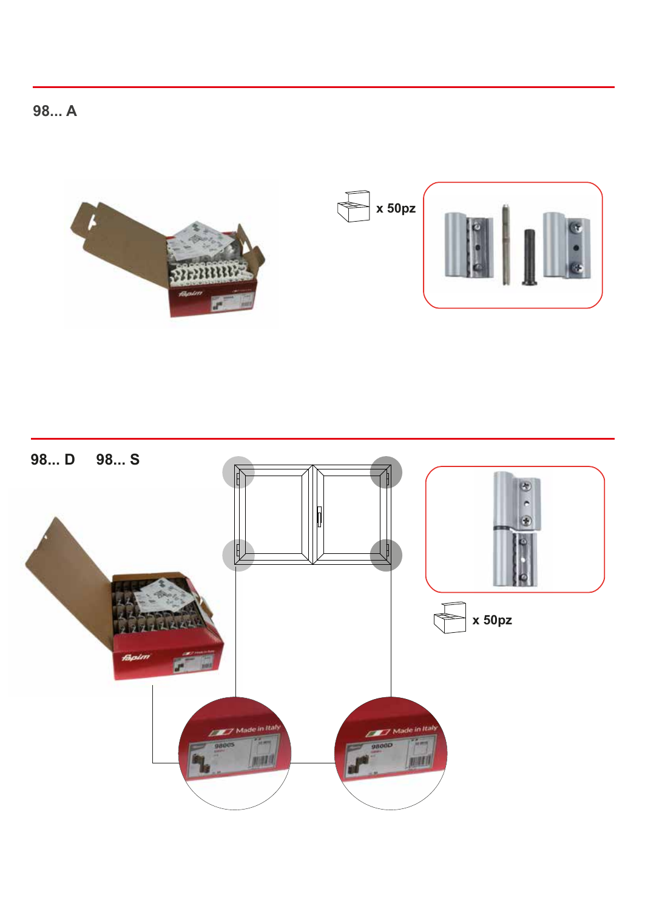## 98... A

x 50pz

## 98... D 98... S

x 50pz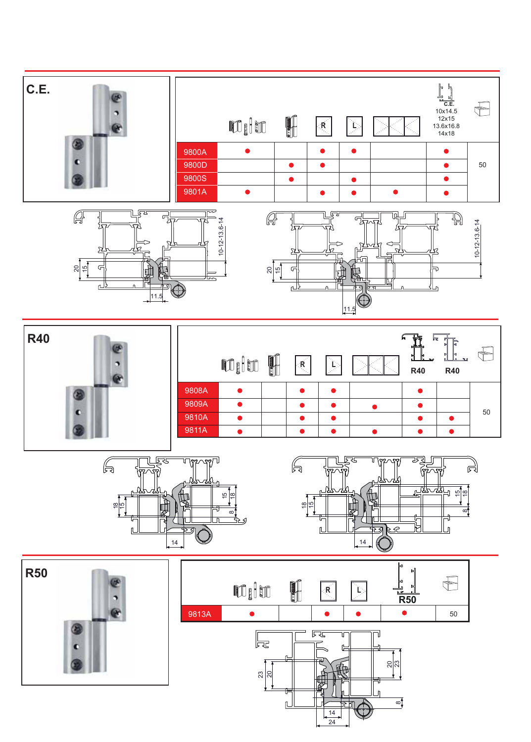## C.E.

| | (icons) | (icon) | R | L | (icon) | C.E. 10x14.5 12x15 13.6x16.8 14x18 | (box) |
|---|---|---|---|---|---|---|---|
| 9800A | ● | | ● | ● | | ● | 50 |
| 9800D | | ● | ● | | | ● | |
| 9800S | | ● | | ● | | ● | |
| 9801A | ● | | ● | ● | ● | ● | |

20 15 11.5 10-12-13.6-14

20 15 11.5 10-12-13.6-14

## R40

| | (icons) | (icon) | R | L | (icon) | R40 | R40 | (box) |
|---|---|---|---|---|---|---|---|---|
| 9808A | ● | | ● | ● | | ● | | 50 |
| 9809A | ● | | ● | ● | ● | ● | | |
| 9810A | ● | | ● | ● | | ● | ● | |
| 9811A | ● | | ● | ● | ● | ● | ● | |

18 15 14 15 18 8

18 15 14 15 18 8

## R50

| | (icons) | (icon) | R | L | R50 | (box) |
|---|---|---|---|---|---|---|
| 9813A | ● | | ● | ● | ● | 50 |

23 20 14 24 20 23 8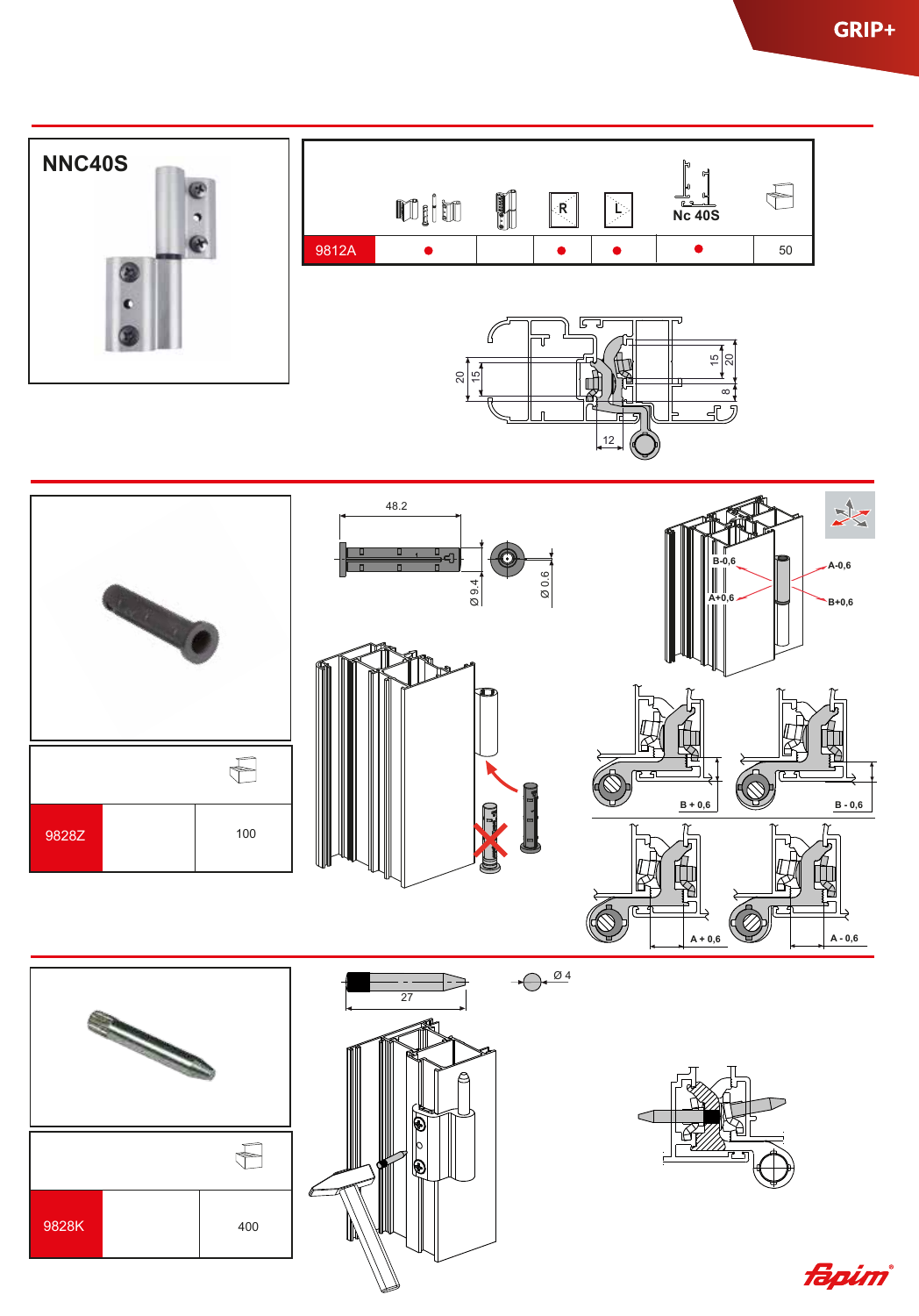# NNC40S

| | | | R | L | Nc 40S | |
|---|---|---|---|---|---|---|
| 9812A | ● | | ● | ● | ● | 50 |

20 15 12 15 20 8

48.2

Ø 9.4 Ø 0.6

B-0,6 A-0,6 A+0,6 B+0,6

B + 0,6 B - 0,6 A + 0,6 A - 0,6

| | | |
|---|---|---|
| 9828Z | | 100 |

27 Ø 4

| | | |
|---|---|---|
| 9828K | | 400 |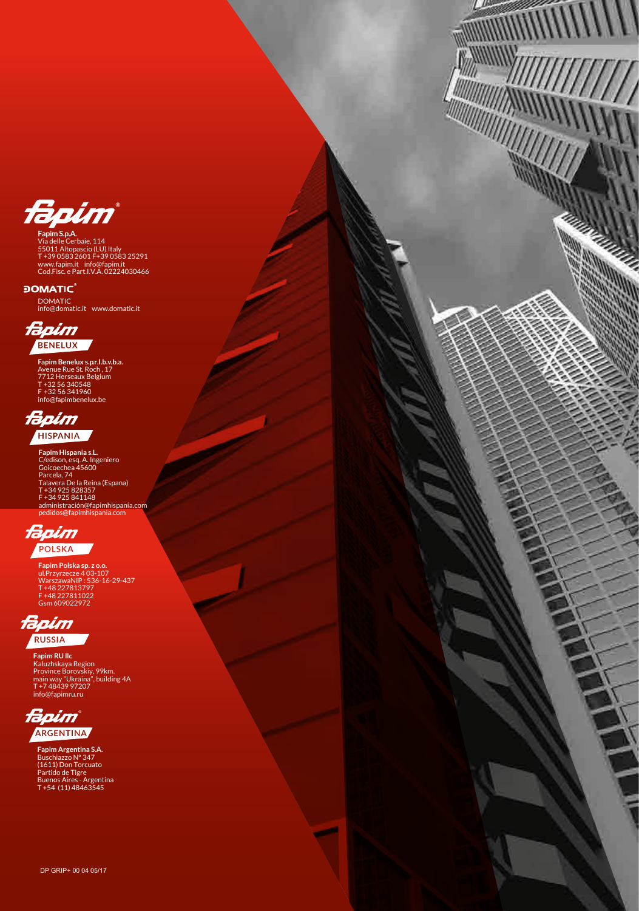**Fapim S.p.A.**
Via delle Cerbaie, 114
55011 Altopascio (LU) Italy
T +39 0583 2601 F+39 0583 25291
www.fapim.it info@fapim.it
Cod.Fisc. e Part.I.V.A. 02224030466

DOMATIC
info@domatic.it www.domatic.it

**BENELUX**

**Fapim Benelux s.pr.l.b.v.b.a.**
Avenue Rue St. Roch , 17
7712 Herseaux Belgium
T +32 56 340548
F +32 56 341960
info@fapimbenelux.be

**HISPANIA**

**Fapim Hispania s.L.**
C/edison, esq. A. Ingeniero
Goicoechea 45600
Parcela, 74
Talavera De la Reina (Espana)
T +34 925 828357
F +34 925 841148
administración@fapimhispania.com
pedidos@fapimhispania.com

**POLSKA**

**Fapim Polska sp. z o.o.**
ul.Przyrzecze 4 03-107
WarszawaNIP : 536-16-29-437
T +48 227813797
F +48 227811022
Gsm 609022972

**RUSSIA**

**Fapim RU llc**
Kaluzhskaya Region
Province Borovskiy, 99km.
main way "Ukraina", building 4A
T +7 48439 97207
info@fapimru.ru

**ARGENTINA**

**Fapim Argentina S.A.**
Buschiazzo N° 347
(1611) Don Torcuato
Partido de Tigre
Buenos Aires - Argentina
T +54 (11) 48463545

DP GRIP+ 00 04 05/17